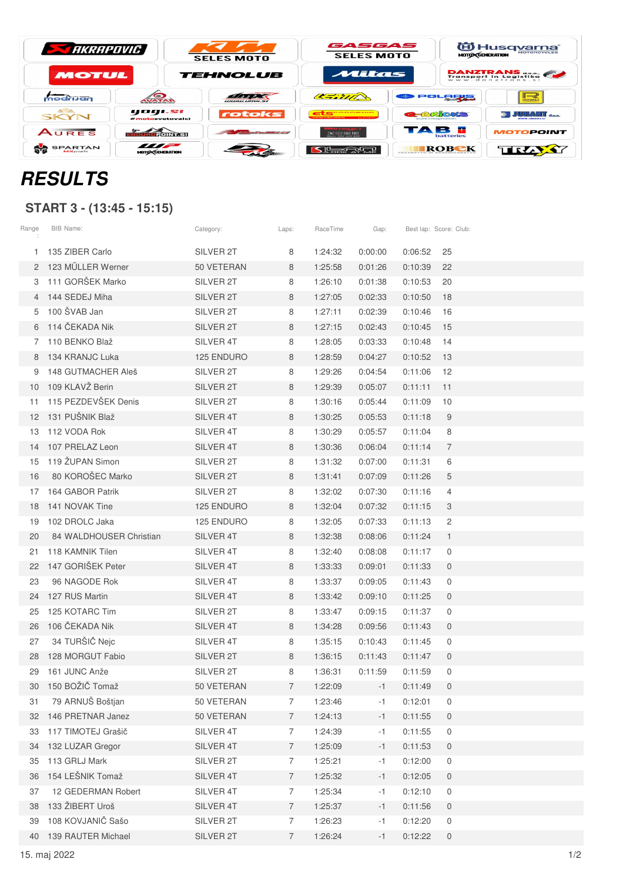# RESULTS

## START 3 - (13:45 - 15:15)

| Range : | BIB Name: | Category: | Laps: | RaceTime | Gap: | Best lap: | Score: | Club: |
|---|---|---|---|---|---|---|---|---|
| 1 | 135 ZIBER Carlo | SILVER 2T | 8 | 1:24:32 | 0:00:00 | 0:06:52 | 25 | |
| 2 | 123 MÜLLER Werner | 50 VETERAN | 8 | 1:25:58 | 0:01:26 | 0:10:39 | 22 | |
| 3 | 111 GORŠEK Marko | SILVER 2T | 8 | 1:26:10 | 0:01:38 | 0:10:53 | 20 | |
| 4 | 144 SEDEJ Miha | SILVER 2T | 8 | 1:27:05 | 0:02:33 | 0:10:50 | 18 | |
| 5 | 100 ŠVAB Jan | SILVER 2T | 8 | 1:27:11 | 0:02:39 | 0:10:46 | 16 | |
| 6 | 114 ČEKADA Nik | SILVER 2T | 8 | 1:27:15 | 0:02:43 | 0:10:45 | 15 | |
| 7 | 110 BENKO Blaž | SILVER 4T | 8 | 1:28:05 | 0:03:33 | 0:10:48 | 14 | |
| 8 | 134 KRANJC Luka | 125 ENDURO | 8 | 1:28:59 | 0:04:27 | 0:10:52 | 13 | |
| 9 | 148 GUTMACHER Aleš | SILVER 2T | 8 | 1:29:26 | 0:04:54 | 0:11:06 | 12 | |
| 10 | 109 KLAVŽ Berin | SILVER 2T | 8 | 1:29:39 | 0:05:07 | 0:11:11 | 11 | |
| 11 | 115 PEZDEVŠEK Denis | SILVER 2T | 8 | 1:30:16 | 0:05:44 | 0:11:09 | 10 | |
| 12 | 131 PUŠNIK Blaž | SILVER 4T | 8 | 1:30:25 | 0:05:53 | 0:11:18 | 9 | |
| 13 | 112 VODA Rok | SILVER 4T | 8 | 1:30:29 | 0:05:57 | 0:11:04 | 8 | |
| 14 | 107 PRELAZ Leon | SILVER 4T | 8 | 1:30:36 | 0:06:04 | 0:11:14 | 7 | |
| 15 | 119 ŽUPAN Simon | SILVER 2T | 8 | 1:31:32 | 0:07:00 | 0:11:31 | 6 | |
| 16 | 80 KOROŠEC Marko | SILVER 2T | 8 | 1:31:41 | 0:07:09 | 0:11:26 | 5 | |
| 17 | 164 GABOR Patrik | SILVER 2T | 8 | 1:32:02 | 0:07:30 | 0:11:16 | 4 | |
| 18 | 141 NOVAK Tine | 125 ENDURO | 8 | 1:32:04 | 0:07:32 | 0:11:15 | 3 | |
| 19 | 102 DROLC Jaka | 125 ENDURO | 8 | 1:32:05 | 0:07:33 | 0:11:13 | 2 | |
| 20 | 84 WALDHOUSER Christian | SILVER 4T | 8 | 1:32:38 | 0:08:06 | 0:11:24 | 1 | |
| 21 | 118 KAMNIK Tilen | SILVER 4T | 8 | 1:32:40 | 0:08:08 | 0:11:17 | 0 | |
| 22 | 147 GORIŠEK Peter | SILVER 4T | 8 | 1:33:33 | 0:09:01 | 0:11:33 | 0 | |
| 23 | 96 NAGODE Rok | SILVER 4T | 8 | 1:33:37 | 0:09:05 | 0:11:43 | 0 | |
| 24 | 127 RUS Martin | SILVER 4T | 8 | 1:33:42 | 0:09:10 | 0:11:25 | 0 | |
| 25 | 125 KOTARC Tim | SILVER 2T | 8 | 1:33:47 | 0:09:15 | 0:11:37 | 0 | |
| 26 | 106 ČEKADA Nik | SILVER 4T | 8 | 1:34:28 | 0:09:56 | 0:11:43 | 0 | |
| 27 | 34 TURŠIČ Nejc | SILVER 4T | 8 | 1:35:15 | 0:10:43 | 0:11:45 | 0 | |
| 28 | 128 MORGUT Fabio | SILVER 2T | 8 | 1:36:15 | 0:11:43 | 0:11:47 | 0 | |
| 29 | 161 JUNC Anže | SILVER 2T | 8 | 1:36:31 | 0:11:59 | 0:11:59 | 0 | |
| 30 | 150 BOŽIČ Tomaž | 50 VETERAN | 7 | 1:22:09 | -1 | 0:11:49 | 0 | |
| 31 | 79 ARNUŠ Boštjan | 50 VETERAN | 7 | 1:23:46 | -1 | 0:12:01 | 0 | |
| 32 | 146 PRETNAR Janez | 50 VETERAN | 7 | 1:24:13 | -1 | 0:11:55 | 0 | |
| 33 | 117 TIMOTEJ Grašič | SILVER 4T | 7 | 1:24:39 | -1 | 0:11:55 | 0 | |
| 34 | 132 LUZAR Gregor | SILVER 4T | 7 | 1:25:09 | -1 | 0:11:53 | 0 | |
| 35 | 113 GRLJ Mark | SILVER 2T | 7 | 1:25:21 | -1 | 0:12:00 | 0 | |
| 36 | 154 LEŠNIK Tomaž | SILVER 4T | 7 | 1:25:32 | -1 | 0:12:05 | 0 | |
| 37 | 12 GEDERMAN Robert | SILVER 4T | 7 | 1:25:34 | -1 | 0:12:10 | 0 | |
| 38 | 133 ŽIBERT Uroš | SILVER 4T | 7 | 1:25:37 | -1 | 0:11:56 | 0 | |
| 39 | 108 KOVJANIČ Sašo | SILVER 2T | 7 | 1:26:23 | -1 | 0:12:20 | 0 | |
| 40 | 139 RAUTER Michael | SILVER 2T | 7 | 1:26:24 | -1 | 0:12:22 | 0 | |

15. maj 2022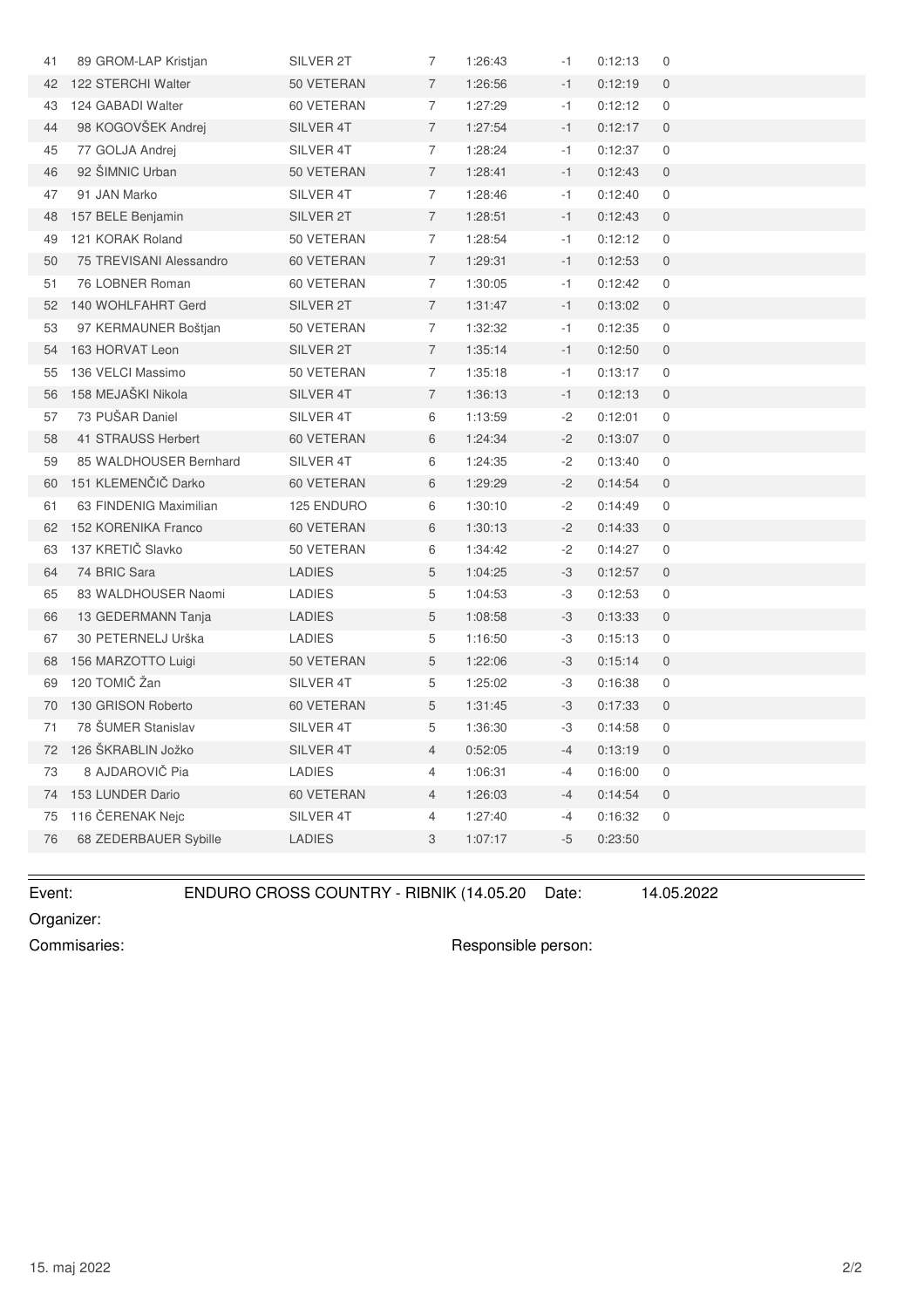| | | | | | | | |
|---|---|---|---|---|---|---|---|
| 41 | 89 GROM-LAP Kristjan | SILVER 2T | 7 | 1:26:43 | -1 | 0:12:13 | 0 |
| 42 | 122 STERCHI Walter | 50 VETERAN | 7 | 1:26:56 | -1 | 0:12:19 | 0 |
| 43 | 124 GABADI Walter | 60 VETERAN | 7 | 1:27:29 | -1 | 0:12:12 | 0 |
| 44 | 98 KOGOVŠEK Andrej | SILVER 4T | 7 | 1:27:54 | -1 | 0:12:17 | 0 |
| 45 | 77 GOLJA Andrej | SILVER 4T | 7 | 1:28:24 | -1 | 0:12:37 | 0 |
| 46 | 92 ŠIMNIC Urban | 50 VETERAN | 7 | 1:28:41 | -1 | 0:12:43 | 0 |
| 47 | 91 JAN Marko | SILVER 4T | 7 | 1:28:46 | -1 | 0:12:40 | 0 |
| 48 | 157 BELE Benjamin | SILVER 2T | 7 | 1:28:51 | -1 | 0:12:43 | 0 |
| 49 | 121 KORAK Roland | 50 VETERAN | 7 | 1:28:54 | -1 | 0:12:12 | 0 |
| 50 | 75 TREVISANI Alessandro | 60 VETERAN | 7 | 1:29:31 | -1 | 0:12:53 | 0 |
| 51 | 76 LOBNER Roman | 60 VETERAN | 7 | 1:30:05 | -1 | 0:12:42 | 0 |
| 52 | 140 WOHLFAHRT Gerd | SILVER 2T | 7 | 1:31:47 | -1 | 0:13:02 | 0 |
| 53 | 97 KERMAUNER Boštjan | 50 VETERAN | 7 | 1:32:32 | -1 | 0:12:35 | 0 |
| 54 | 163 HORVAT Leon | SILVER 2T | 7 | 1:35:14 | -1 | 0:12:50 | 0 |
| 55 | 136 VELCI Massimo | 50 VETERAN | 7 | 1:35:18 | -1 | 0:13:17 | 0 |
| 56 | 158 MEJAŠKI Nikola | SILVER 4T | 7 | 1:36:13 | -1 | 0:12:13 | 0 |
| 57 | 73 PUŠAR Daniel | SILVER 4T | 6 | 1:13:59 | -2 | 0:12:01 | 0 |
| 58 | 41 STRAUSS Herbert | 60 VETERAN | 6 | 1:24:34 | -2 | 0:13:07 | 0 |
| 59 | 85 WALDHOUSER Bernhard | SILVER 4T | 6 | 1:24:35 | -2 | 0:13:40 | 0 |
| 60 | 151 KLEMENČIČ Darko | 60 VETERAN | 6 | 1:29:29 | -2 | 0:14:54 | 0 |
| 61 | 63 FINDENIG Maximilian | 125 ENDURO | 6 | 1:30:10 | -2 | 0:14:49 | 0 |
| 62 | 152 KORENIKA Franco | 60 VETERAN | 6 | 1:30:13 | -2 | 0:14:33 | 0 |
| 63 | 137 KRETIČ Slavko | 50 VETERAN | 6 | 1:34:42 | -2 | 0:14:27 | 0 |
| 64 | 74 BRIC Sara | LADIES | 5 | 1:04:25 | -3 | 0:12:57 | 0 |
| 65 | 83 WALDHOUSER Naomi | LADIES | 5 | 1:04:53 | -3 | 0:12:53 | 0 |
| 66 | 13 GEDERMANN Tanja | LADIES | 5 | 1:08:58 | -3 | 0:13:33 | 0 |
| 67 | 30 PETERNELJ Urška | LADIES | 5 | 1:16:50 | -3 | 0:15:13 | 0 |
| 68 | 156 MARZOTTO Luigi | 50 VETERAN | 5 | 1:22:06 | -3 | 0:15:14 | 0 |
| 69 | 120 TOMIČ Žan | SILVER 4T | 5 | 1:25:02 | -3 | 0:16:38 | 0 |
| 70 | 130 GRISON Roberto | 60 VETERAN | 5 | 1:31:45 | -3 | 0:17:33 | 0 |
| 71 | 78 ŠUMER Stanislav | SILVER 4T | 5 | 1:36:30 | -3 | 0:14:58 | 0 |
| 72 | 126 ŠKRABLIN Jožko | SILVER 4T | 4 | 0:52:05 | -4 | 0:13:19 | 0 |
| 73 | 8 AJDAROVIČ Pia | LADIES | 4 | 1:06:31 | -4 | 0:16:00 | 0 |
| 74 | 153 LUNDER Dario | 60 VETERAN | 4 | 1:26:03 | -4 | 0:14:54 | 0 |
| 75 | 116 ČERENAK Nejc | SILVER 4T | 4 | 1:27:40 | -4 | 0:16:32 | 0 |
| 76 | 68 ZEDERBAUER Sybille | LADIES | 3 | 1:07:17 | -5 | 0:23:50 | |

Event: ENDURO CROSS COUNTRY - RIBNIK (14.05.20 Date: 14.05.2022

Organizer:

Commisaries: Responsible person:

15. maj 2022